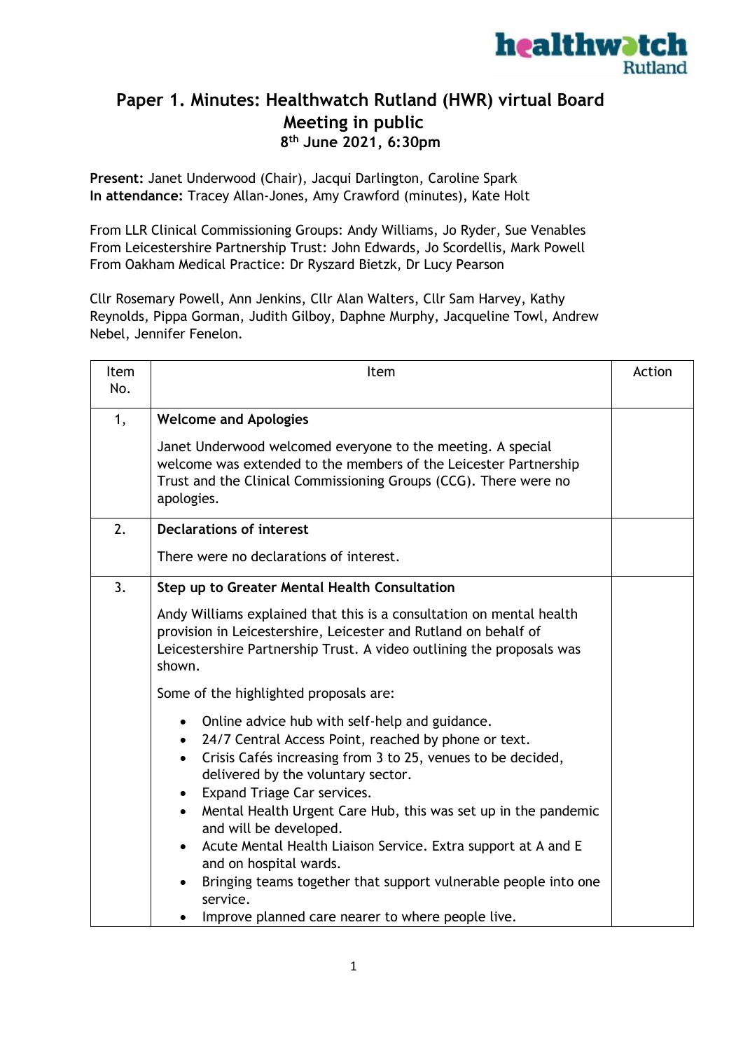# Paper 1. Minutes: Healthwatch Rutland (HWR) virtual Board Meeting in public

**8th June 2021, 6:30pm**

**Present:** Janet Underwood (Chair), Jacqui Darlington, Caroline Spark
**In attendance:** Tracey Allan-Jones, Amy Crawford (minutes), Kate Holt

From LLR Clinical Commissioning Groups: Andy Williams, Jo Ryder, Sue Venables
From Leicestershire Partnership Trust: John Edwards, Jo Scordellis, Mark Powell
From Oakham Medical Practice: Dr Ryszard Bietzk, Dr Lucy Pearson

Cllr Rosemary Powell, Ann Jenkins, Cllr Alan Walters, Cllr Sam Harvey, Kathy Reynolds, Pippa Gorman, Judith Gilboy, Daphne Murphy, Jacqueline Towl, Andrew Nebel, Jennifer Fenelon.

| Item No. | Item | Action |
|---|---|---|
| 1, | **Welcome and Apologies**<br><br>Janet Underwood welcomed everyone to the meeting. A special welcome was extended to the members of the Leicester Partnership Trust and the Clinical Commissioning Groups (CCG). There were no apologies. | |
| 2. | **Declarations of interest**<br><br>There were no declarations of interest. | |
| 3. | **Step up to Greater Mental Health Consultation**<br><br>Andy Williams explained that this is a consultation on mental health provision in Leicestershire, Leicester and Rutland on behalf of Leicestershire Partnership Trust. A video outlining the proposals was shown.<br><br>Some of the highlighted proposals are:<br><br>• Online advice hub with self-help and guidance.<br>• 24/7 Central Access Point, reached by phone or text.<br>• Crisis Cafés increasing from 3 to 25, venues to be decided, delivered by the voluntary sector.<br>• Expand Triage Car services.<br>• Mental Health Urgent Care Hub, this was set up in the pandemic and will be developed.<br>• Acute Mental Health Liaison Service. Extra support at A and E and on hospital wards.<br>• Bringing teams together that support vulnerable people into one service.<br>• Improve planned care nearer to where people live. | |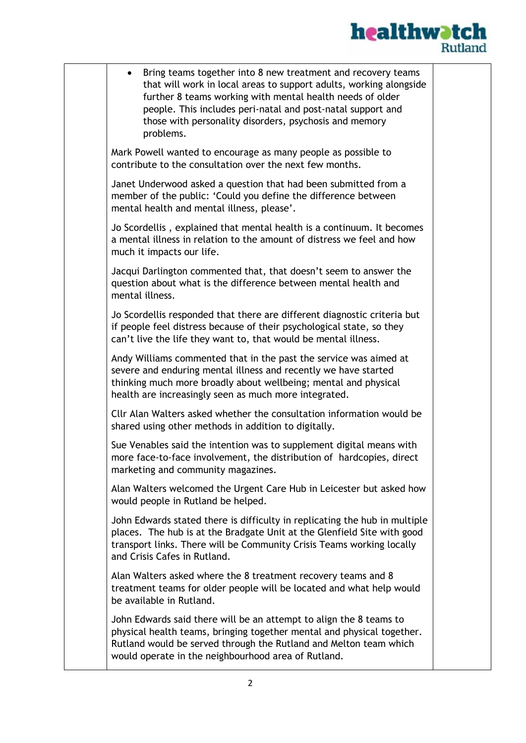- Bring teams together into 8 new treatment and recovery teams that will work in local areas to support adults, working alongside further 8 teams working with mental health needs of older people. This includes peri-natal and post-natal support and those with personality disorders, psychosis and memory problems.

Mark Powell wanted to encourage as many people as possible to contribute to the consultation over the next few months.

Janet Underwood asked a question that had been submitted from a member of the public: 'Could you define the difference between mental health and mental illness, please'.

Jo Scordellis , explained that mental health is a continuum. It becomes a mental illness in relation to the amount of distress we feel and how much it impacts our life.

Jacqui Darlington commented that, that doesn't seem to answer the question about what is the difference between mental health and mental illness.

Jo Scordellis responded that there are different diagnostic criteria but if people feel distress because of their psychological state, so they can't live the life they want to, that would be mental illness.

Andy Williams commented that in the past the service was aimed at severe and enduring mental illness and recently we have started thinking much more broadly about wellbeing; mental and physical health are increasingly seen as much more integrated.

Cllr Alan Walters asked whether the consultation information would be shared using other methods in addition to digitally.

Sue Venables said the intention was to supplement digital means with more face-to-face involvement, the distribution of hardcopies, direct marketing and community magazines.

Alan Walters welcomed the Urgent Care Hub in Leicester but asked how would people in Rutland be helped.

John Edwards stated there is difficulty in replicating the hub in multiple places. The hub is at the Bradgate Unit at the Glenfield Site with good transport links. There will be Community Crisis Teams working locally and Crisis Cafes in Rutland.

Alan Walters asked where the 8 treatment recovery teams and 8 treatment teams for older people will be located and what help would be available in Rutland.

John Edwards said there will be an attempt to align the 8 teams to physical health teams, bringing together mental and physical together. Rutland would be served through the Rutland and Melton team which would operate in the neighbourhood area of Rutland.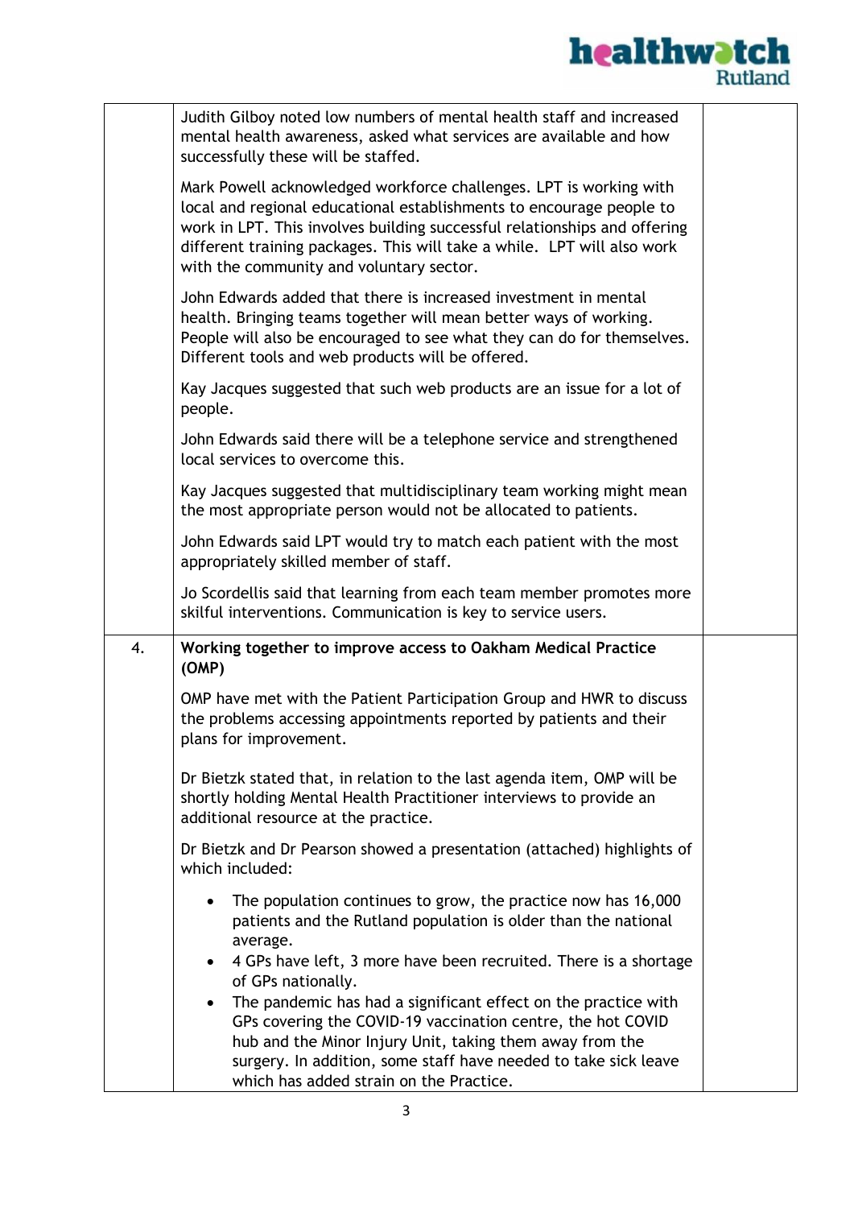| | | |
|---|---|---|
| | Judith Gilboy noted low numbers of mental health staff and increased mental health awareness, asked what services are available and how successfully these will be staffed.<br><br>Mark Powell acknowledged workforce challenges. LPT is working with local and regional educational establishments to encourage people to work in LPT. This involves building successful relationships and offering different training packages. This will take a while. LPT will also work with the community and voluntary sector.<br><br>John Edwards added that there is increased investment in mental health. Bringing teams together will mean better ways of working. People will also be encouraged to see what they can do for themselves. Different tools and web products will be offered.<br><br>Kay Jacques suggested that such web products are an issue for a lot of people.<br><br>John Edwards said there will be a telephone service and strengthened local services to overcome this.<br><br>Kay Jacques suggested that multidisciplinary team working might mean the most appropriate person would not be allocated to patients.<br><br>John Edwards said LPT would try to match each patient with the most appropriately skilled member of staff.<br><br>Jo Scordellis said that learning from each team member promotes more skilful interventions. Communication is key to service users. | |
| 4. | **Working together to improve access to Oakham Medical Practice (OMP)**<br><br>OMP have met with the Patient Participation Group and HWR to discuss the problems accessing appointments reported by patients and their plans for improvement.<br><br>Dr Bietzk stated that, in relation to the last agenda item, OMP will be shortly holding Mental Health Practitioner interviews to provide an additional resource at the practice.<br><br>Dr Bietzk and Dr Pearson showed a presentation (attached) highlights of which included:<br><br>• The population continues to grow, the practice now has 16,000 patients and the Rutland population is older than the national average.<br>• 4 GPs have left, 3 more have been recruited. There is a shortage of GPs nationally.<br>• The pandemic has had a significant effect on the practice with GPs covering the COVID-19 vaccination centre, the hot COVID hub and the Minor Injury Unit, taking them away from the surgery. In addition, some staff have needed to take sick leave which has added strain on the Practice. | |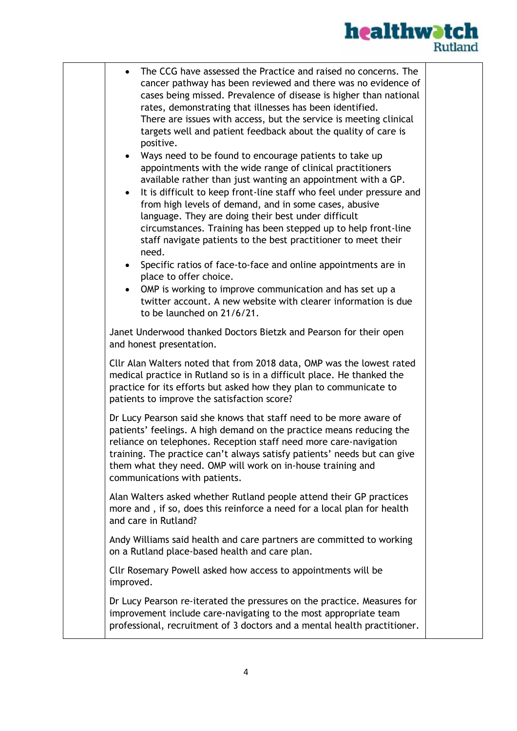- The CCG have assessed the Practice and raised no concerns. The cancer pathway has been reviewed and there was no evidence of cases being missed. Prevalence of disease is higher than national rates, demonstrating that illnesses has been identified. There are issues with access, but the service is meeting clinical targets well and patient feedback about the quality of care is positive.
- Ways need to be found to encourage patients to take up appointments with the wide range of clinical practitioners available rather than just wanting an appointment with a GP.
- It is difficult to keep front-line staff who feel under pressure and from high levels of demand, and in some cases, abusive language. They are doing their best under difficult circumstances. Training has been stepped up to help front-line staff navigate patients to the best practitioner to meet their need.
- Specific ratios of face-to-face and online appointments are in place to offer choice.
- OMP is working to improve communication and has set up a twitter account. A new website with clearer information is due to be launched on 21/6/21.

Janet Underwood thanked Doctors Bietzk and Pearson for their open and honest presentation.

Cllr Alan Walters noted that from 2018 data, OMP was the lowest rated medical practice in Rutland so is in a difficult place. He thanked the practice for its efforts but asked how they plan to communicate to patients to improve the satisfaction score?

Dr Lucy Pearson said she knows that staff need to be more aware of patients' feelings. A high demand on the practice means reducing the reliance on telephones. Reception staff need more care-navigation training. The practice can't always satisfy patients' needs but can give them what they need. OMP will work on in-house training and communications with patients.

Alan Walters asked whether Rutland people attend their GP practices more and , if so, does this reinforce a need for a local plan for health and care in Rutland?

Andy Williams said health and care partners are committed to working on a Rutland place-based health and care plan.

Cllr Rosemary Powell asked how access to appointments will be improved.

Dr Lucy Pearson re-iterated the pressures on the practice. Measures for improvement include care-navigating to the most appropriate team professional, recruitment of 3 doctors and a mental health practitioner.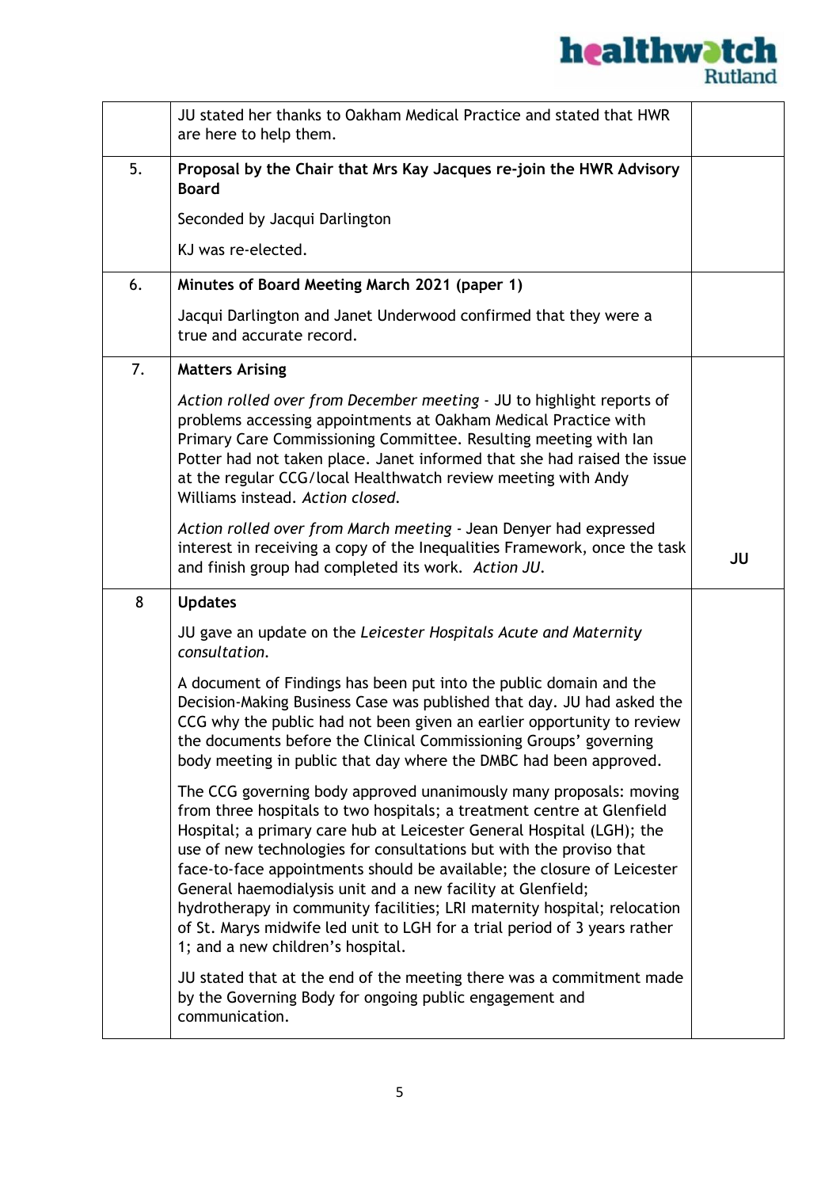| | | |
|---|---|---|
| | JU stated her thanks to Oakham Medical Practice and stated that HWR are here to help them. | |
| 5. | **Proposal by the Chair that Mrs Kay Jacques re-join the HWR Advisory Board**<br><br>Seconded by Jacqui Darlington<br><br>KJ was re-elected. | |
| 6. | **Minutes of Board Meeting March 2021 (paper 1)**<br><br>Jacqui Darlington and Janet Underwood confirmed that they were a true and accurate record. | |
| 7. | **Matters Arising**<br><br>*Action rolled over from December meeting* - JU to highlight reports of problems accessing appointments at Oakham Medical Practice with Primary Care Commissioning Committee. Resulting meeting with Ian Potter had not taken place. Janet informed that she had raised the issue at the regular CCG/local Healthwatch review meeting with Andy Williams instead. *Action closed.*<br><br>*Action rolled over from March meeting* - Jean Denyer had expressed interest in receiving a copy of the Inequalities Framework, once the task and finish group had completed its work. *Action JU.* | **JU** |
| 8 | **Updates**<br><br>JU gave an update on the *Leicester Hospitals Acute and Maternity consultation.*<br><br>A document of Findings has been put into the public domain and the Decision-Making Business Case was published that day. JU had asked the CCG why the public had not been given an earlier opportunity to review the documents before the Clinical Commissioning Groups' governing body meeting in public that day where the DMBC had been approved.<br><br>The CCG governing body approved unanimously many proposals: moving from three hospitals to two hospitals; a treatment centre at Glenfield Hospital; a primary care hub at Leicester General Hospital (LGH); the use of new technologies for consultations but with the proviso that face-to-face appointments should be available; the closure of Leicester General haemodialysis unit and a new facility at Glenfield; hydrotherapy in community facilities; LRI maternity hospital; relocation of St. Marys midwife led unit to LGH for a trial period of 3 years rather 1; and a new children's hospital.<br><br>JU stated that at the end of the meeting there was a commitment made by the Governing Body for ongoing public engagement and communication. | |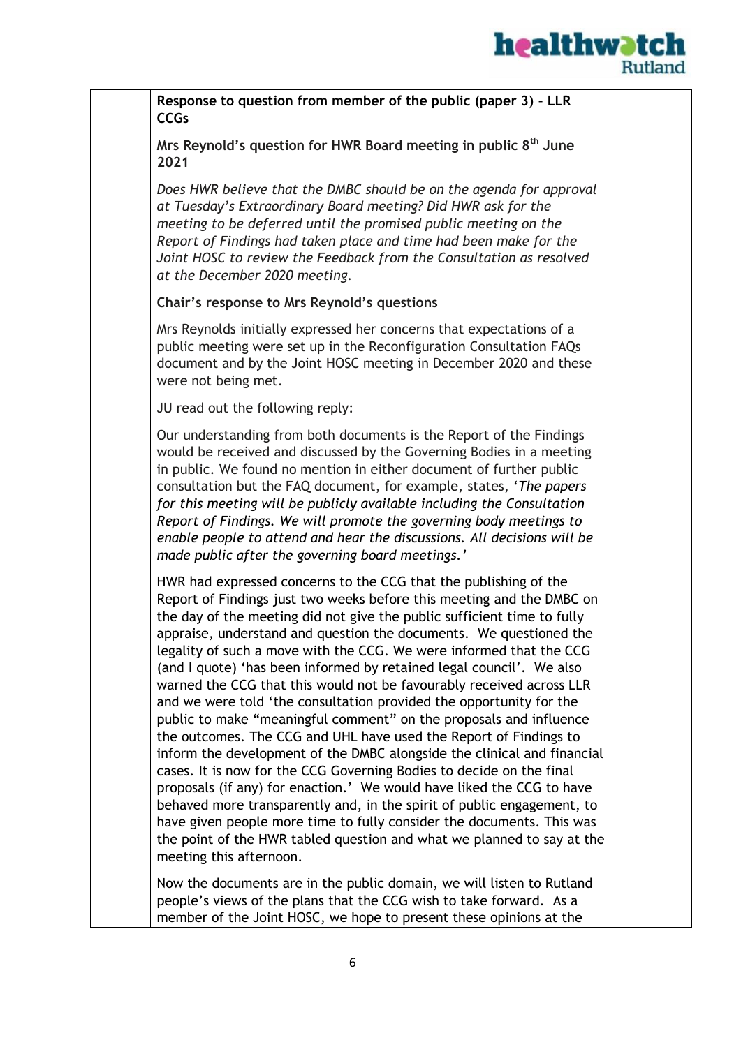| | **Response to question from member of the public (paper 3) - LLR CCGs**<br><br>**Mrs Reynold's question for HWR Board meeting in public 8th June 2021**<br><br>*Does HWR believe that the DMBC should be on the agenda for approval at Tuesday's Extraordinary Board meeting? Did HWR ask for the meeting to be deferred until the promised public meeting on the Report of Findings had taken place and time had been make for the Joint HOSC to review the Feedback from the Consultation as resolved at the December 2020 meeting.*<br><br>**Chair's response to Mrs Reynold's questions**<br><br>Mrs Reynolds initially expressed her concerns that expectations of a public meeting were set up in the Reconfiguration Consultation FAQs document and by the Joint HOSC meeting in December 2020 and these were not being met.<br><br>JU read out the following reply:<br><br>Our understanding from both documents is the Report of the Findings would be received and discussed by the Governing Bodies in a meeting in public. We found no mention in either document of further public consultation but the FAQ document, for example, states, '*The papers for this meeting will be publicly available including the Consultation Report of Findings. We will promote the governing body meetings to enable people to attend and hear the discussions. All decisions will be made public after the governing board meetings.*'<br><br>HWR had expressed concerns to the CCG that the publishing of the Report of Findings just two weeks before this meeting and the DMBC on the day of the meeting did not give the public sufficient time to fully appraise, understand and question the documents. We questioned the legality of such a move with the CCG. We were informed that the CCG (and I quote) 'has been informed by retained legal council'. We also warned the CCG that this would not be favourably received across LLR and we were told 'the consultation provided the opportunity for the public to make "meaningful comment" on the proposals and influence the outcomes. The CCG and UHL have used the Report of Findings to inform the development of the DMBC alongside the clinical and financial cases. It is now for the CCG Governing Bodies to decide on the final proposals (if any) for enaction.' We would have liked the CCG to have behaved more transparently and, in the spirit of public engagement, to have given people more time to fully consider the documents. This was the point of the HWR tabled question and what we planned to say at the meeting this afternoon.<br><br>Now the documents are in the public domain, we will listen to Rutland people's views of the plans that the CCG wish to take forward. As a member of the Joint HOSC, we hope to present these opinions at the | |
|---|---|---|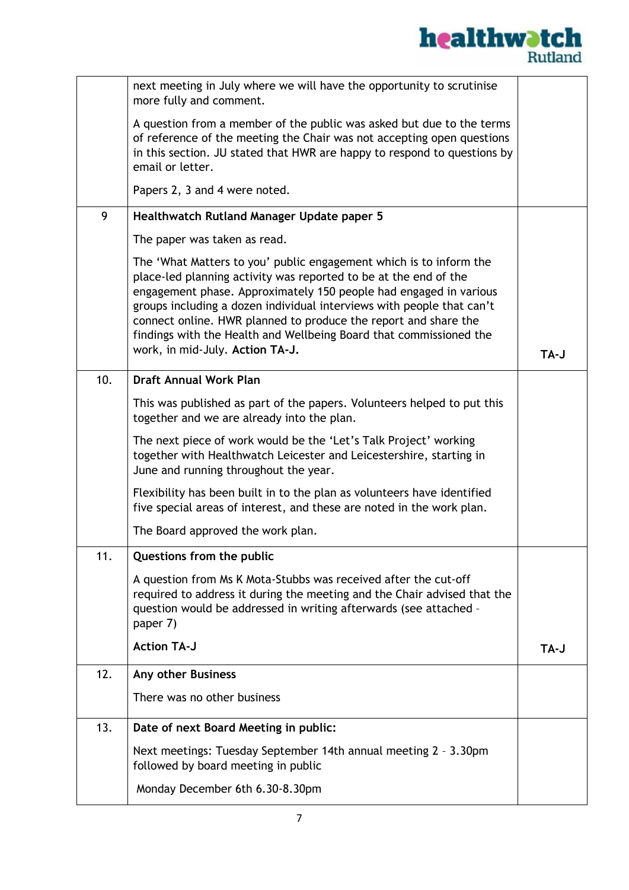| | | |
|---|---|---|
| | next meeting in July where we will have the opportunity to scrutinise more fully and comment.<br><br>A question from a member of the public was asked but due to the terms of reference of the meeting the Chair was not accepting open questions in this section. JU stated that HWR are happy to respond to questions by email or letter.<br><br>Papers 2, 3 and 4 were noted. | |
| 9 | **Healthwatch Rutland Manager Update paper 5**<br><br>The paper was taken as read.<br><br>The 'What Matters to you' public engagement which is to inform the place-led planning activity was reported to be at the end of the engagement phase. Approximately 150 people had engaged in various groups including a dozen individual interviews with people that can't connect online. HWR planned to produce the report and share the findings with the Health and Wellbeing Board that commissioned the work, in mid-July. **Action TA-J.** | **TA-J** |
| 10. | **Draft Annual Work Plan**<br><br>This was published as part of the papers. Volunteers helped to put this together and we are already into the plan.<br><br>The next piece of work would be the 'Let's Talk Project' working together with Healthwatch Leicester and Leicestershire, starting in June and running throughout the year.<br><br>Flexibility has been built in to the plan as volunteers have identified five special areas of interest, and these are noted in the work plan.<br><br>The Board approved the work plan. | |
| 11. | **Questions from the public**<br><br>A question from Ms K Mota-Stubbs was received after the cut-off required to address it during the meeting and the Chair advised that the question would be addressed in writing afterwards (see attached – paper 7)<br><br>**Action TA-J** | **TA-J** |
| 12. | **Any other Business**<br><br>There was no other business | |
| 13. | **Date of next Board Meeting in public:**<br><br>Next meetings: Tuesday September 14th annual meeting 2 – 3.30pm followed by board meeting in public<br><br>Monday December 6th 6.30-8.30pm | |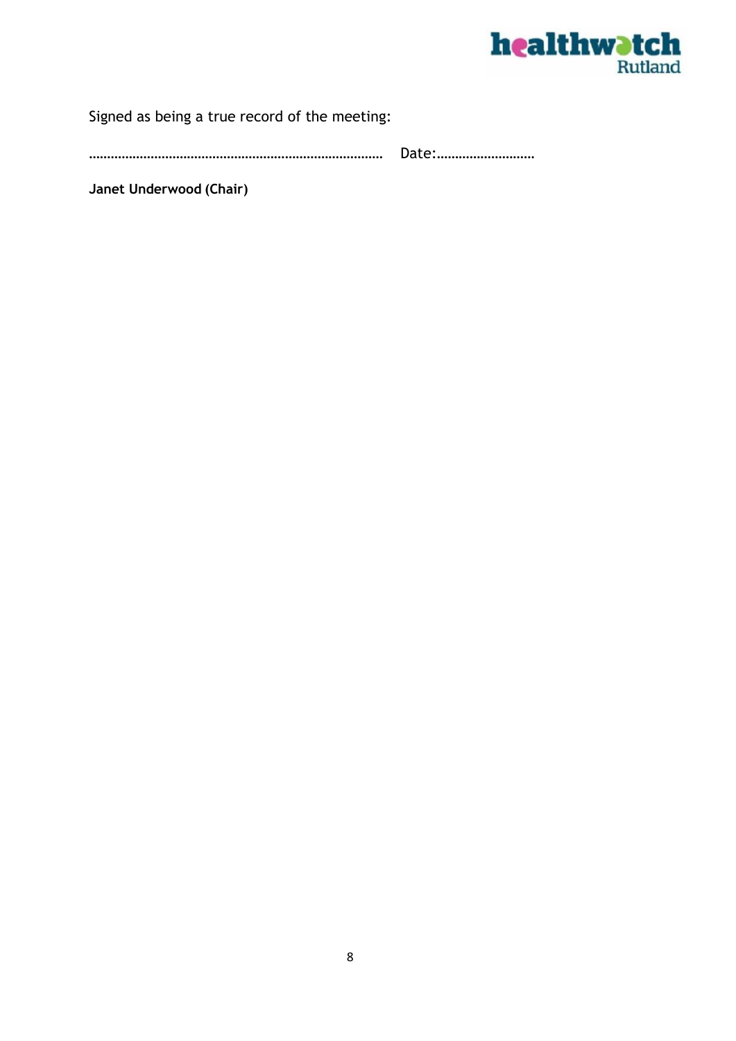Signed as being a true record of the meeting:

………………………………………………………………………  Date:………………………

**Janet Underwood (Chair)**